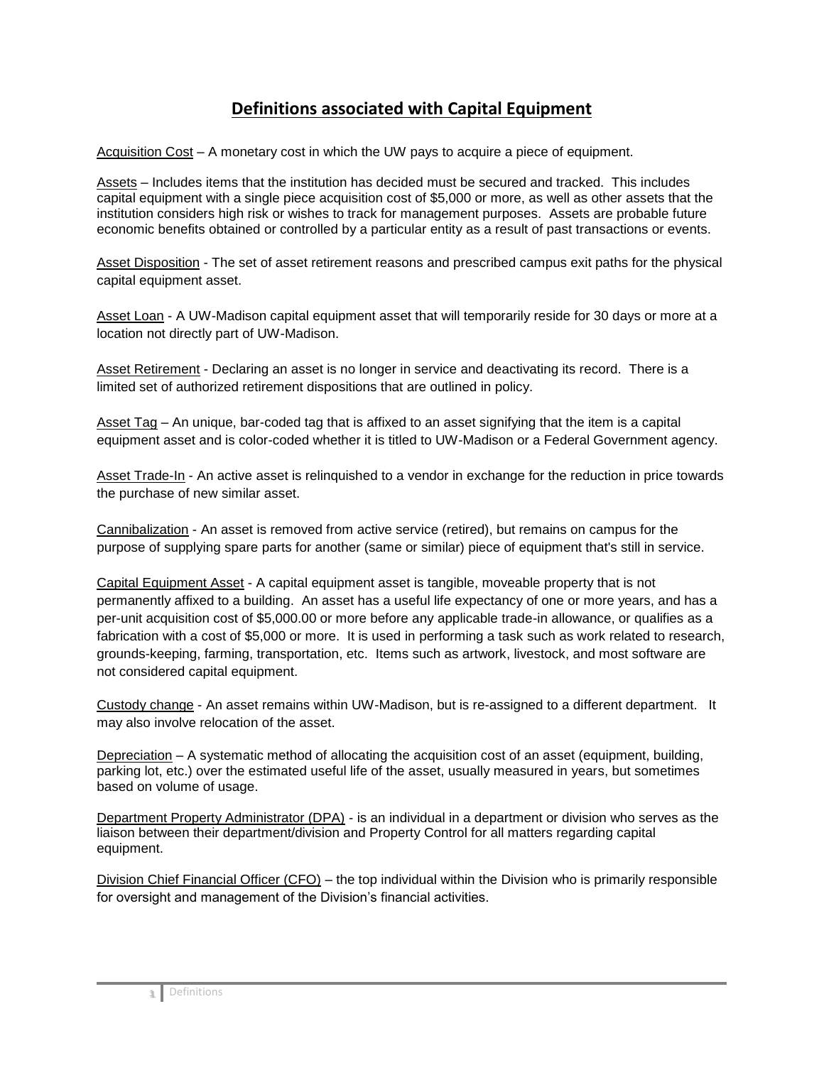# Definitions associated with Capital Equipment

Acquisition Cost – A monetary cost in which the UW pays to acquire a piece of equipment.

Assets – Includes items that the institution has decided must be secured and tracked. This includes capital equipment with a single piece acquisition cost of $5,000 or more, as well as other assets that the institution considers high risk or wishes to track for management purposes. Assets are probable future economic benefits obtained or controlled by a particular entity as a result of past transactions or events.

Asset Disposition - The set of asset retirement reasons and prescribed campus exit paths for the physical capital equipment asset.

Asset Loan - A UW-Madison capital equipment asset that will temporarily reside for 30 days or more at a location not directly part of UW-Madison.

Asset Retirement - Declaring an asset is no longer in service and deactivating its record. There is a limited set of authorized retirement dispositions that are outlined in policy.

Asset Tag – An unique, bar-coded tag that is affixed to an asset signifying that the item is a capital equipment asset and is color-coded whether it is titled to UW-Madison or a Federal Government agency.

Asset Trade-In - An active asset is relinquished to a vendor in exchange for the reduction in price towards the purchase of new similar asset.

Cannibalization - An asset is removed from active service (retired), but remains on campus for the purpose of supplying spare parts for another (same or similar) piece of equipment that's still in service.

Capital Equipment Asset - A capital equipment asset is tangible, moveable property that is not permanently affixed to a building. An asset has a useful life expectancy of one or more years, and has a per-unit acquisition cost of $5,000.00 or more before any applicable trade-in allowance, or qualifies as a fabrication with a cost of $5,000 or more. It is used in performing a task such as work related to research, grounds-keeping, farming, transportation, etc. Items such as artwork, livestock, and most software are not considered capital equipment.

Custody change - An asset remains within UW-Madison, but is re-assigned to a different department. It may also involve relocation of the asset.

Depreciation – A systematic method of allocating the acquisition cost of an asset (equipment, building, parking lot, etc.) over the estimated useful life of the asset, usually measured in years, but sometimes based on volume of usage.

Department Property Administrator (DPA) - is an individual in a department or division who serves as the liaison between their department/division and Property Control for all matters regarding capital equipment.

Division Chief Financial Officer (CFO) – the top individual within the Division who is primarily responsible for oversight and management of the Division's financial activities.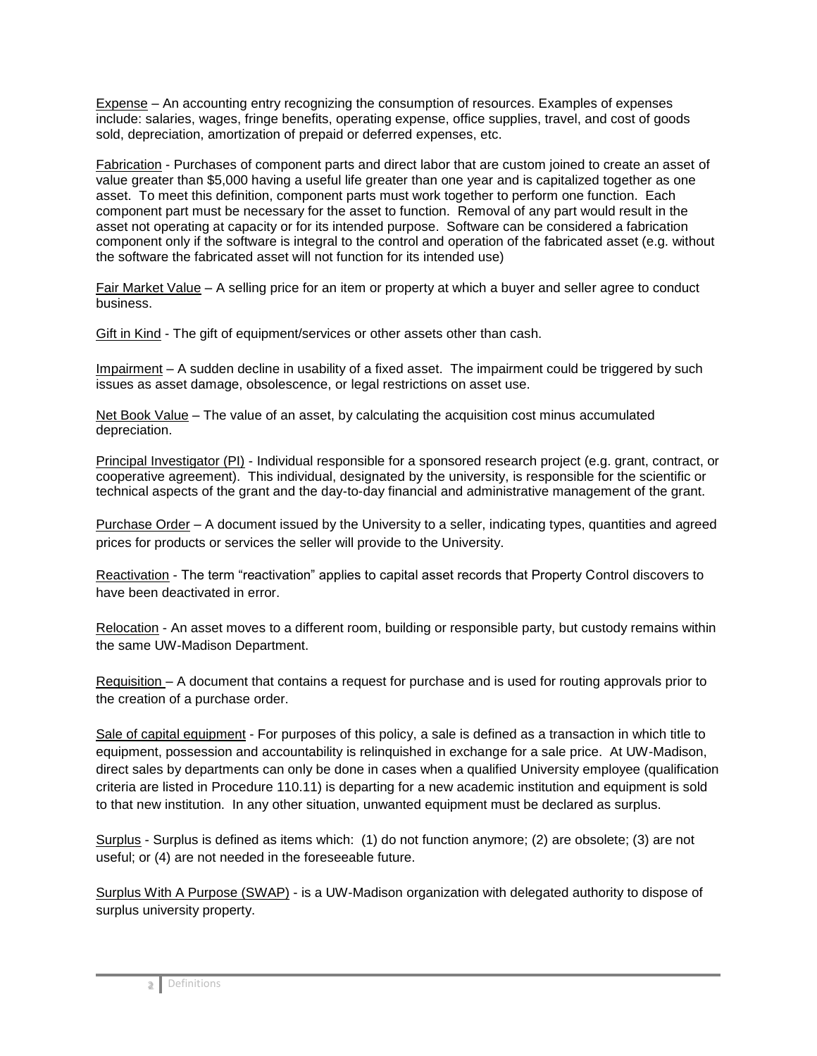Expense – An accounting entry recognizing the consumption of resources. Examples of expenses include: salaries, wages, fringe benefits, operating expense, office supplies, travel, and cost of goods sold, depreciation, amortization of prepaid or deferred expenses, etc.

Fabrication - Purchases of component parts and direct labor that are custom joined to create an asset of value greater than $5,000 having a useful life greater than one year and is capitalized together as one asset. To meet this definition, component parts must work together to perform one function. Each component part must be necessary for the asset to function. Removal of any part would result in the asset not operating at capacity or for its intended purpose. Software can be considered a fabrication component only if the software is integral to the control and operation of the fabricated asset (e.g. without the software the fabricated asset will not function for its intended use)

Fair Market Value – A selling price for an item or property at which a buyer and seller agree to conduct business.

Gift in Kind - The gift of equipment/services or other assets other than cash.

Impairment – A sudden decline in usability of a fixed asset. The impairment could be triggered by such issues as asset damage, obsolescence, or legal restrictions on asset use.

Net Book Value – The value of an asset, by calculating the acquisition cost minus accumulated depreciation.

Principal Investigator (PI) - Individual responsible for a sponsored research project (e.g. grant, contract, or cooperative agreement). This individual, designated by the university, is responsible for the scientific or technical aspects of the grant and the day-to-day financial and administrative management of the grant.

Purchase Order – A document issued by the University to a seller, indicating types, quantities and agreed prices for products or services the seller will provide to the University.

Reactivation - The term "reactivation" applies to capital asset records that Property Control discovers to have been deactivated in error.

Relocation - An asset moves to a different room, building or responsible party, but custody remains within the same UW-Madison Department.

Requisition – A document that contains a request for purchase and is used for routing approvals prior to the creation of a purchase order.

Sale of capital equipment - For purposes of this policy, a sale is defined as a transaction in which title to equipment, possession and accountability is relinquished in exchange for a sale price. At UW-Madison, direct sales by departments can only be done in cases when a qualified University employee (qualification criteria are listed in Procedure 110.11) is departing for a new academic institution and equipment is sold to that new institution. In any other situation, unwanted equipment must be declared as surplus.

Surplus - Surplus is defined as items which: (1) do not function anymore; (2) are obsolete; (3) are not useful; or (4) are not needed in the foreseeable future.

Surplus With A Purpose (SWAP) - is a UW-Madison organization with delegated authority to dispose of surplus university property.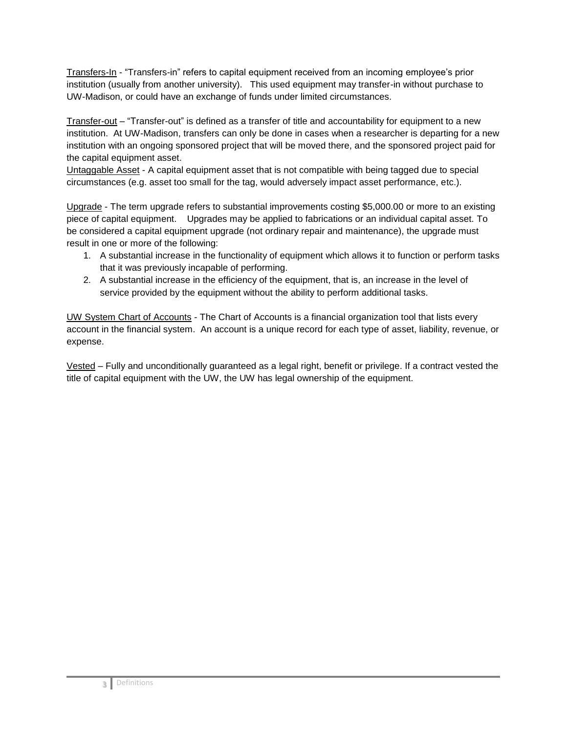Transfers-In - “Transfers-in” refers to capital equipment received from an incoming employee’s prior institution (usually from another university). This used equipment may transfer-in without purchase to UW-Madison, or could have an exchange of funds under limited circumstances.

Transfer-out – “Transfer-out” is defined as a transfer of title and accountability for equipment to a new institution. At UW-Madison, transfers can only be done in cases when a researcher is departing for a new institution with an ongoing sponsored project that will be moved there, and the sponsored project paid for the capital equipment asset.

Untaggable Asset - A capital equipment asset that is not compatible with being tagged due to special circumstances (e.g. asset too small for the tag, would adversely impact asset performance, etc.).

Upgrade - The term upgrade refers to substantial improvements costing $5,000.00 or more to an existing piece of capital equipment. Upgrades may be applied to fabrications or an individual capital asset. To be considered a capital equipment upgrade (not ordinary repair and maintenance), the upgrade must result in one or more of the following:

1. A substantial increase in the functionality of equipment which allows it to function or perform tasks that it was previously incapable of performing.
2. A substantial increase in the efficiency of the equipment, that is, an increase in the level of service provided by the equipment without the ability to perform additional tasks.

UW System Chart of Accounts - The Chart of Accounts is a financial organization tool that lists every account in the financial system. An account is a unique record for each type of asset, liability, revenue, or expense.

Vested – Fully and unconditionally guaranteed as a legal right, benefit or privilege. If a contract vested the title of capital equipment with the UW, the UW has legal ownership of the equipment.